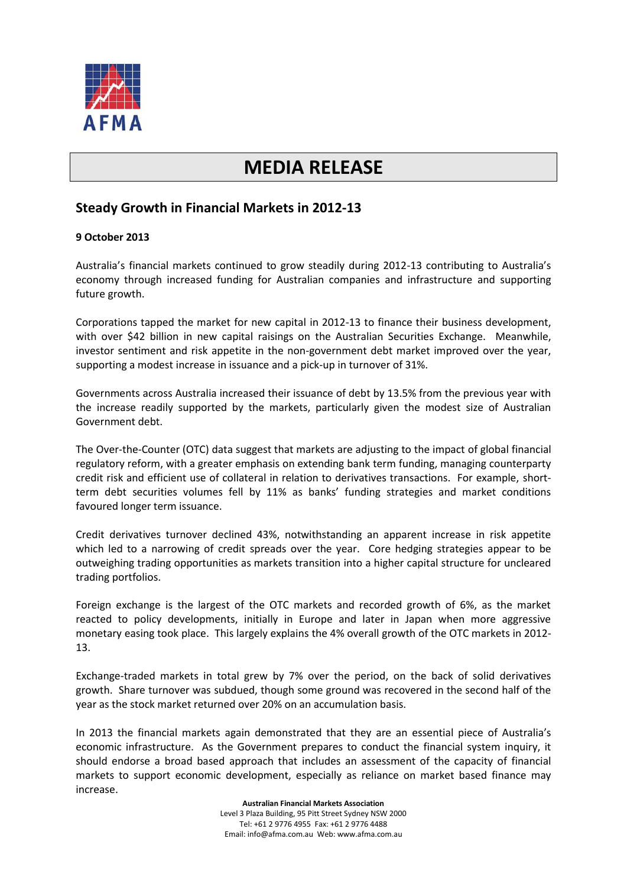AFMA

# MEDIA RELEASE

## Steady Growth in Financial Markets in 2012-13

**9 October 2013**

Australia's financial markets continued to grow steadily during 2012-13 contributing to Australia's economy through increased funding for Australian companies and infrastructure and supporting future growth.

Corporations tapped the market for new capital in 2012-13 to finance their business development, with over $42 billion in new capital raisings on the Australian Securities Exchange. Meanwhile, investor sentiment and risk appetite in the non-government debt market improved over the year, supporting a modest increase in issuance and a pick-up in turnover of 31%.

Governments across Australia increased their issuance of debt by 13.5% from the previous year with the increase readily supported by the markets, particularly given the modest size of Australian Government debt.

The Over-the-Counter (OTC) data suggest that markets are adjusting to the impact of global financial regulatory reform, with a greater emphasis on extending bank term funding, managing counterparty credit risk and efficient use of collateral in relation to derivatives transactions. For example, short-term debt securities volumes fell by 11% as banks' funding strategies and market conditions favoured longer term issuance.

Credit derivatives turnover declined 43%, notwithstanding an apparent increase in risk appetite which led to a narrowing of credit spreads over the year. Core hedging strategies appear to be outweighing trading opportunities as markets transition into a higher capital structure for uncleared trading portfolios.

Foreign exchange is the largest of the OTC markets and recorded growth of 6%, as the market reacted to policy developments, initially in Europe and later in Japan when more aggressive monetary easing took place. This largely explains the 4% overall growth of the OTC markets in 2012-13.

Exchange-traded markets in total grew by 7% over the period, on the back of solid derivatives growth. Share turnover was subdued, though some ground was recovered in the second half of the year as the stock market returned over 20% on an accumulation basis.

In 2013 the financial markets again demonstrated that they are an essential piece of Australia's economic infrastructure. As the Government prepares to conduct the financial system inquiry, it should endorse a broad based approach that includes an assessment of the capacity of financial markets to support economic development, especially as reliance on market based finance may increase.

**Australian Financial Markets Association**
Level 3 Plaza Building, 95 Pitt Street Sydney NSW 2000
Tel: +61 2 9776 4955 Fax: +61 2 9776 4488
Email: info@afma.com.au Web: www.afma.com.au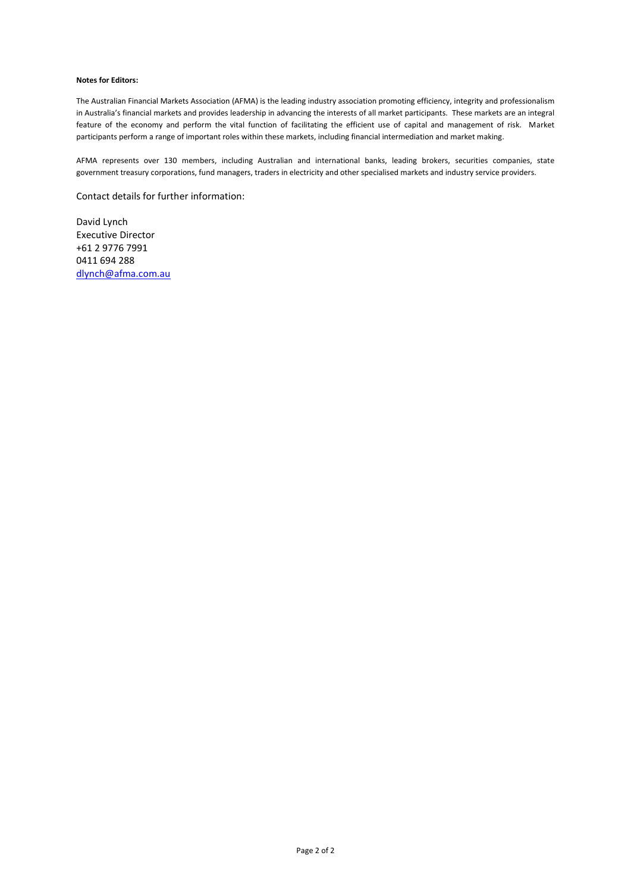**Notes for Editors:**

The Australian Financial Markets Association (AFMA) is the leading industry association promoting efficiency, integrity and professionalism in Australia's financial markets and provides leadership in advancing the interests of all market participants. These markets are an integral feature of the economy and perform the vital function of facilitating the efficient use of capital and management of risk. Market participants perform a range of important roles within these markets, including financial intermediation and market making.

AFMA represents over 130 members, including Australian and international banks, leading brokers, securities companies, state government treasury corporations, fund managers, traders in electricity and other specialised markets and industry service providers.

Contact details for further information:

David Lynch
Executive Director
+61 2 9776 7991
0411 694 288
dlynch@afma.com.au